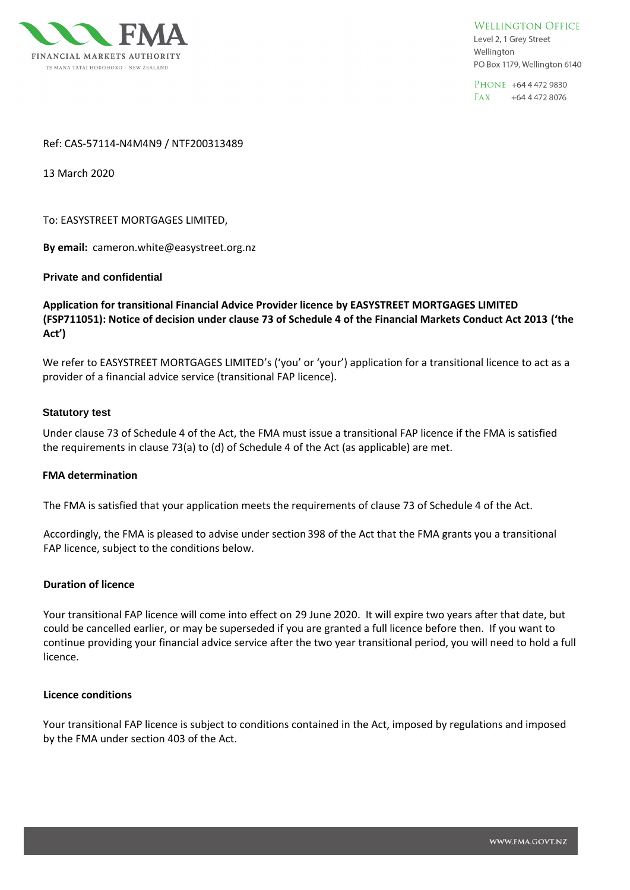FINANCIAL MARKETS AUTHORITY
TE MANA TATAI HOKOHOKO - NEW ZEALAND

WELLINGTON OFFICE
Level 2, 1 Grey Street
Wellington
PO Box 1179, Wellington 6140

PHONE +64 4 472 9830
FAX +64 4 472 8076

Ref: CAS-57114-N4M4N9 / NTF200313489

13 March 2020

To: EASYSTREET MORTGAGES LIMITED,

**By email:** cameron.white@easystreet.org.nz

**Private and confidential**

**Application for transitional Financial Advice Provider licence by EASYSTREET MORTGAGES LIMITED (FSP711051): Notice of decision under clause 73 of Schedule 4 of the Financial Markets Conduct Act 2013 ('the Act')**

We refer to EASYSTREET MORTGAGES LIMITED's ('you' or 'your') application for a transitional licence to act as a provider of a financial advice service (transitional FAP licence).

**Statutory test**

Under clause 73 of Schedule 4 of the Act, the FMA must issue a transitional FAP licence if the FMA is satisfied the requirements in clause 73(a) to (d) of Schedule 4 of the Act (as applicable) are met.

**FMA determination**

The FMA is satisfied that your application meets the requirements of clause 73 of Schedule 4 of the Act.

Accordingly, the FMA is pleased to advise under section 398 of the Act that the FMA grants you a transitional FAP licence, subject to the conditions below.

**Duration of licence**

Your transitional FAP licence will come into effect on 29 June 2020. It will expire two years after that date, but could be cancelled earlier, or may be superseded if you are granted a full licence before then. If you want to continue providing your financial advice service after the two year transitional period, you will need to hold a full licence.

**Licence conditions**

Your transitional FAP licence is subject to conditions contained in the Act, imposed by regulations and imposed by the FMA under section 403 of the Act.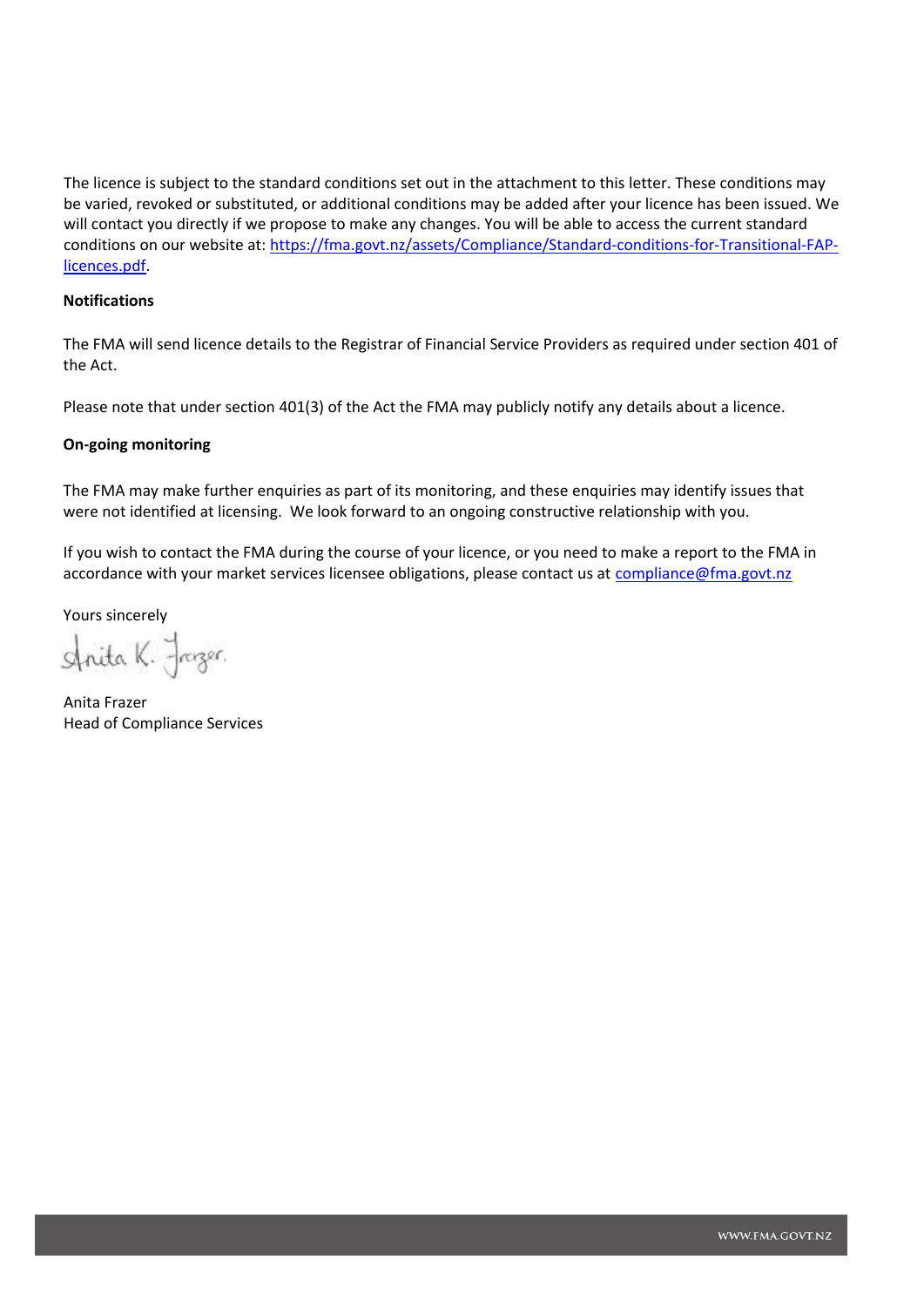The licence is subject to the standard conditions set out in the attachment to this letter. These conditions may be varied, revoked or substituted, or additional conditions may be added after your licence has been issued. We will contact you directly if we propose to make any changes. You will be able to access the current standard conditions on our website at: [https://fma.govt.nz/assets/Compliance/Standard-conditions-for-Transitional-FAP-licences.pdf](https://fma.govt.nz/assets/Compliance/Standard-conditions-for-Transitional-FAP-licences.pdf).

**Notifications**

The FMA will send licence details to the Registrar of Financial Service Providers as required under section 401 of the Act.

Please note that under section 401(3) of the Act the FMA may publicly notify any details about a licence.

**On-going monitoring**

The FMA may make further enquiries as part of its monitoring, and these enquiries may identify issues that were not identified at licensing. We look forward to an ongoing constructive relationship with you.

If you wish to contact the FMA during the course of your licence, or you need to make a report to the FMA in accordance with your market services licensee obligations, please contact us at [compliance@fma.govt.nz](mailto:compliance@fma.govt.nz)

Yours sincerely

Anita K. Frazer

Anita Frazer
Head of Compliance Services